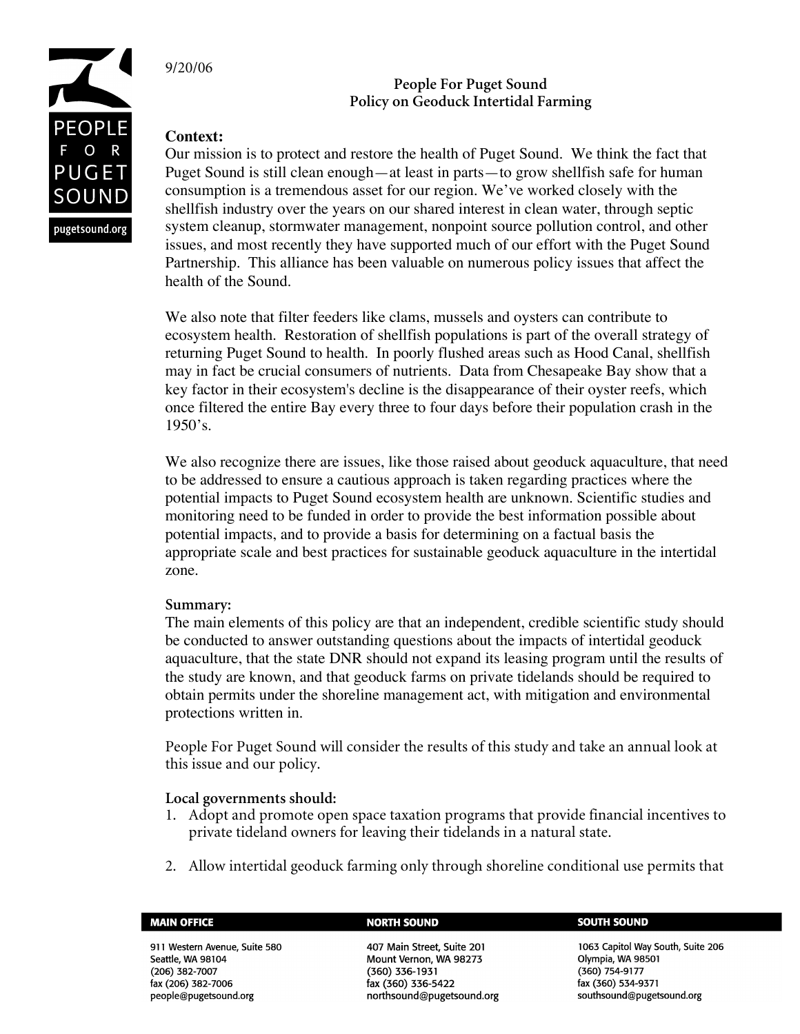9/20/06

**People For Puget Sound**
**Policy on Geoduck Intertidal Farming**

**Context:**
Our mission is to protect and restore the health of Puget Sound. We think the fact that Puget Sound is still clean enough—at least in parts—to grow shellfish safe for human consumption is a tremendous asset for our region. We've worked closely with the shellfish industry over the years on our shared interest in clean water, through septic system cleanup, stormwater management, nonpoint source pollution control, and other issues, and most recently they have supported much of our effort with the Puget Sound Partnership. This alliance has been valuable on numerous policy issues that affect the health of the Sound.

We also note that filter feeders like clams, mussels and oysters can contribute to ecosystem health. Restoration of shellfish populations is part of the overall strategy of returning Puget Sound to health. In poorly flushed areas such as Hood Canal, shellfish may in fact be crucial consumers of nutrients. Data from Chesapeake Bay show that a key factor in their ecosystem's decline is the disappearance of their oyster reefs, which once filtered the entire Bay every three to four days before their population crash in the 1950's.

We also recognize there are issues, like those raised about geoduck aquaculture, that need to be addressed to ensure a cautious approach is taken regarding practices where the potential impacts to Puget Sound ecosystem health are unknown. Scientific studies and monitoring need to be funded in order to provide the best information possible about potential impacts, and to provide a basis for determining on a factual basis the appropriate scale and best practices for sustainable geoduck aquaculture in the intertidal zone.

**Summary:**
The main elements of this policy are that an independent, credible scientific study should be conducted to answer outstanding questions about the impacts of intertidal geoduck aquaculture, that the state DNR should not expand its leasing program until the results of the study are known, and that geoduck farms on private tidelands should be required to obtain permits under the shoreline management act, with mitigation and environmental protections written in.

People For Puget Sound will consider the results of this study and take an annual look at this issue and our policy.

**Local governments should:**
1. Adopt and promote open space taxation programs that provide financial incentives to private tideland owners for leaving their tidelands in a natural state.

2. Allow intertidal geoduck farming only through shoreline conditional use permits that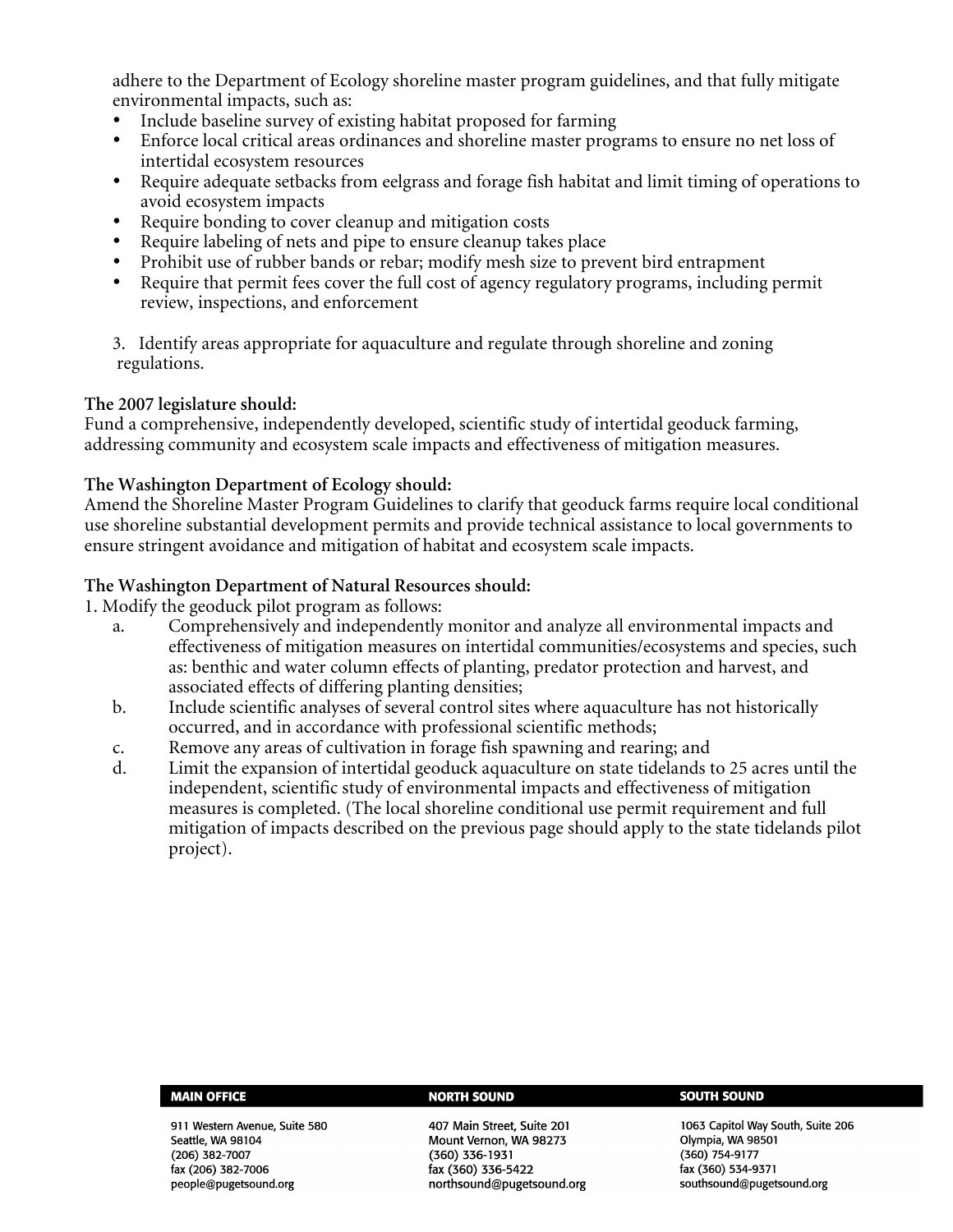adhere to the Department of Ecology shoreline master program guidelines, and that fully mitigate environmental impacts, such as:

- Include baseline survey of existing habitat proposed for farming
- Enforce local critical areas ordinances and shoreline master programs to ensure no net loss of intertidal ecosystem resources
- Require adequate setbacks from eelgrass and forage fish habitat and limit timing of operations to avoid ecosystem impacts
- Require bonding to cover cleanup and mitigation costs
- Require labeling of nets and pipe to ensure cleanup takes place
- Prohibit use of rubber bands or rebar; modify mesh size to prevent bird entrapment
- Require that permit fees cover the full cost of agency regulatory programs, including permit review, inspections, and enforcement

3. Identify areas appropriate for aquaculture and regulate through shoreline and zoning regulations.

**The 2007 legislature should:**
Fund a comprehensive, independently developed, scientific study of intertidal geoduck farming, addressing community and ecosystem scale impacts and effectiveness of mitigation measures.

**The Washington Department of Ecology should:**
Amend the Shoreline Master Program Guidelines to clarify that geoduck farms require local conditional use shoreline substantial development permits and provide technical assistance to local governments to ensure stringent avoidance and mitigation of habitat and ecosystem scale impacts.

**The Washington Department of Natural Resources should:**
1. Modify the geoduck pilot program as follows:
   a. Comprehensively and independently monitor and analyze all environmental impacts and effectiveness of mitigation measures on intertidal communities/ecosystems and species, such as: benthic and water column effects of planting, predator protection and harvest, and associated effects of differing planting densities;
   b. Include scientific analyses of several control sites where aquaculture has not historically occurred, and in accordance with professional scientific methods;
   c. Remove any areas of cultivation in forage fish spawning and rearing; and
   d. Limit the expansion of intertidal geoduck aquaculture on state tidelands to 25 acres until the independent, scientific study of environmental impacts and effectiveness of mitigation measures is completed. (The local shoreline conditional use permit requirement and full mitigation of impacts described on the previous page should apply to the state tidelands pilot project).

| MAIN OFFICE | NORTH SOUND | SOUTH SOUND |
| --- | --- | --- |
| 911 Western Avenue, Suite 580<br>Seattle, WA 98104<br>(206) 382-7007<br>fax (206) 382-7006<br>people@pugetsound.org | 407 Main Street, Suite 201<br>Mount Vernon, WA 98273<br>(360) 336-1931<br>fax (360) 336-5422<br>northsound@pugetsound.org | 1063 Capitol Way South, Suite 206<br>Olympia, WA 98501<br>(360) 754-9177<br>fax (360) 534-9371<br>southsound@pugetsound.org |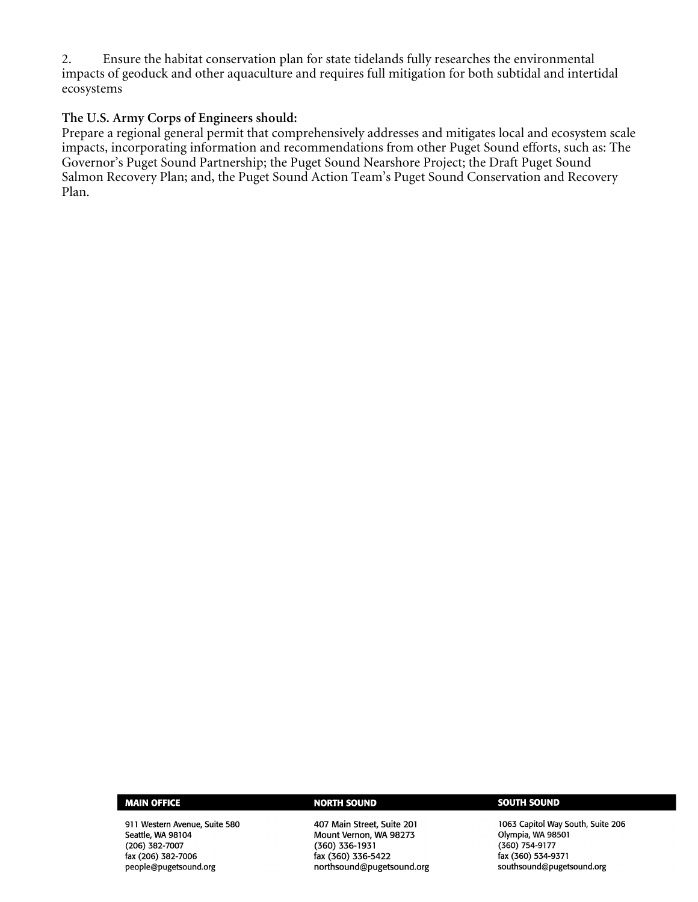2. Ensure the habitat conservation plan for state tidelands fully researches the environmental impacts of geoduck and other aquaculture and requires full mitigation for both subtidal and intertidal ecosystems

**The U.S. Army Corps of Engineers should:**

Prepare a regional general permit that comprehensively addresses and mitigates local and ecosystem scale impacts, incorporating information and recommendations from other Puget Sound efforts, such as: The Governor's Puget Sound Partnership; the Puget Sound Nearshore Project; the Draft Puget Sound Salmon Recovery Plan; and, the Puget Sound Action Team's Puget Sound Conservation and Recovery Plan.